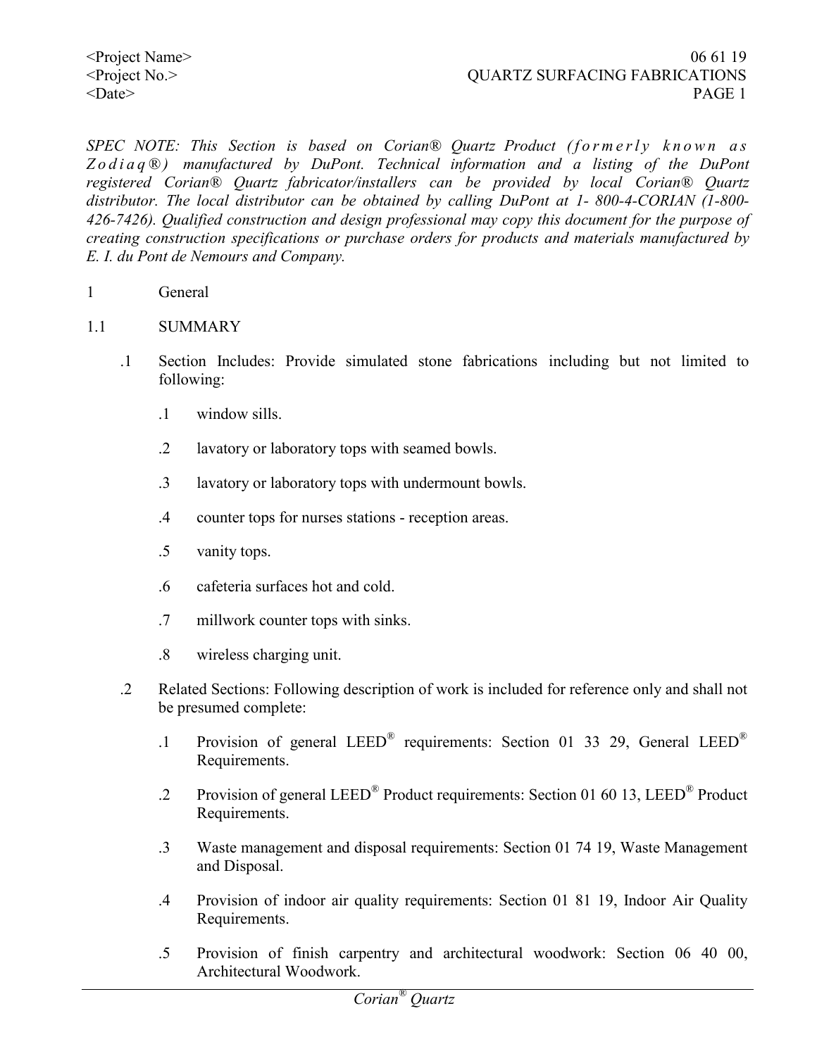*SPEC NOTE: This Section is based on Corian® Quartz Product (formerly known as Zodiaq®) manufactured by DuPont. Technical information and a listing of the DuPont registered Corian® Quartz fabricator/installers can be provided by local Corian® Quartz distributor. The local distributor can be obtained by calling DuPont at 1- 800-4-CORIAN (1-800-426-7426). Qualified construction and design professional may copy this document for the purpose of creating construction specifications or purchase orders for products and materials manufactured by E. I. du Pont de Nemours and Company.*

# 1 General

## 1.1 SUMMARY

.1 Section Includes: Provide simulated stone fabrications including but not limited to following:

- .1 window sills.
- .2 lavatory or laboratory tops with seamed bowls.
- .3 lavatory or laboratory tops with undermount bowls.
- .4 counter tops for nurses stations - reception areas.
- .5 vanity tops.
- .6 cafeteria surfaces hot and cold.
- .7 millwork counter tops with sinks.
- .8 wireless charging unit.

.2 Related Sections: Following description of work is included for reference only and shall not be presumed complete:

- .1 Provision of general LEED® requirements: Section 01 33 29, General LEED® Requirements.
- .2 Provision of general LEED® Product requirements: Section 01 60 13, LEED® Product Requirements.
- .3 Waste management and disposal requirements: Section 01 74 19, Waste Management and Disposal.
- .4 Provision of indoor air quality requirements: Section 01 81 19, Indoor Air Quality Requirements.
- .5 Provision of finish carpentry and architectural woodwork: Section 06 40 00, Architectural Woodwork.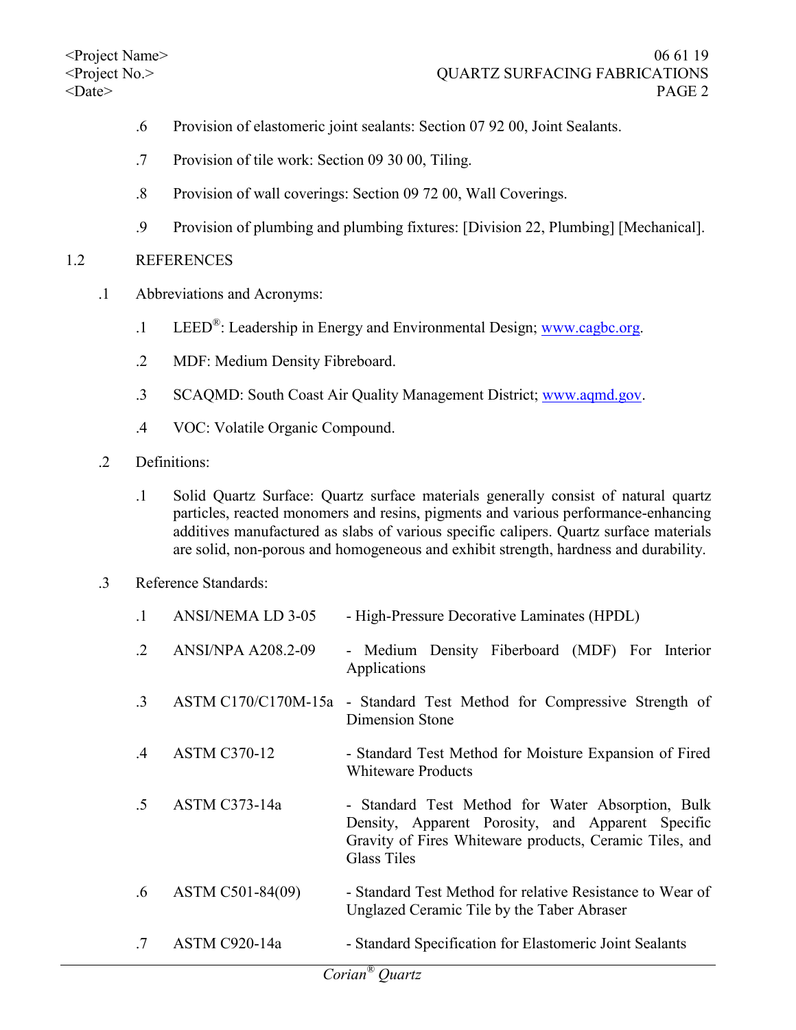.6 Provision of elastomeric joint sealants: Section 07 92 00, Joint Sealants.

.7 Provision of tile work: Section 09 30 00, Tiling.

.8 Provision of wall coverings: Section 09 72 00, Wall Coverings.

.9 Provision of plumbing and plumbing fixtures: [Division 22, Plumbing] [Mechanical].

## 1.2 REFERENCES

.1 Abbreviations and Acronyms:

.1 LEED®: Leadership in Energy and Environmental Design; www.cagbc.org.

.2 MDF: Medium Density Fibreboard.

.3 SCAQMD: South Coast Air Quality Management District; www.aqmd.gov.

.4 VOC: Volatile Organic Compound.

.2 Definitions:

.1 Solid Quartz Surface: Quartz surface materials generally consist of natural quartz particles, reacted monomers and resins, pigments and various performance-enhancing additives manufactured as slabs of various specific calipers. Quartz surface materials are solid, non-porous and homogeneous and exhibit strength, hardness and durability.

.3 Reference Standards:

| | | |
|---|---|---|
| .1 | ANSI/NEMA LD 3-05 | - High-Pressure Decorative Laminates (HPDL) |
| .2 | ANSI/NPA A208.2-09 | - Medium Density Fiberboard (MDF) For Interior Applications |
| .3 | ASTM C170/C170M-15a | - Standard Test Method for Compressive Strength of Dimension Stone |
| .4 | ASTM C370-12 | - Standard Test Method for Moisture Expansion of Fired Whiteware Products |
| .5 | ASTM C373-14a | - Standard Test Method for Water Absorption, Bulk Density, Apparent Porosity, and Apparent Specific Gravity of Fires Whiteware products, Ceramic Tiles, and Glass Tiles |
| .6 | ASTM C501-84(09) | - Standard Test Method for relative Resistance to Wear of Unglazed Ceramic Tile by the Taber Abraser |
| .7 | ASTM C920-14a | - Standard Specification for Elastomeric Joint Sealants |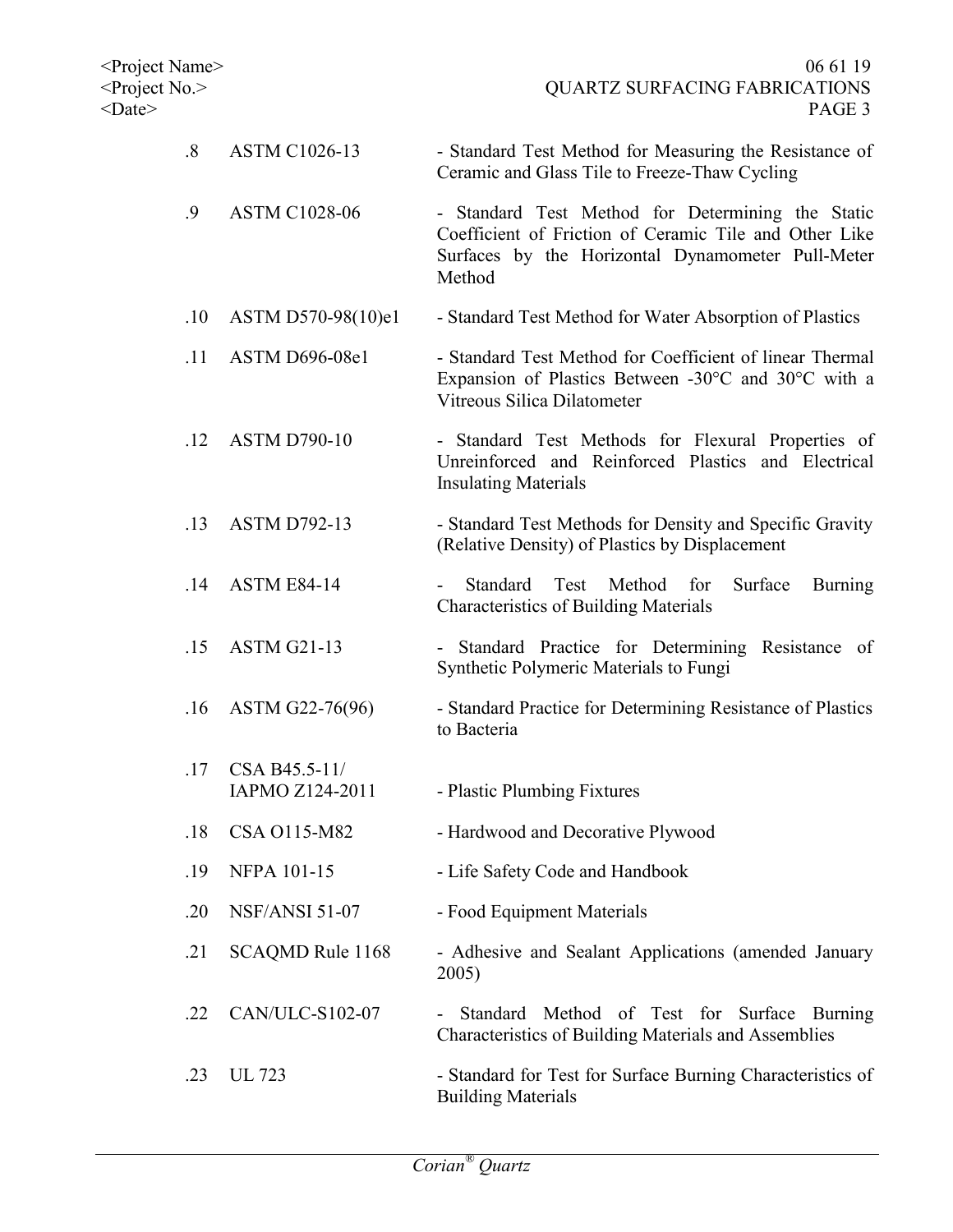.8 ASTM C1026-13 - Standard Test Method for Measuring the Resistance of Ceramic and Glass Tile to Freeze-Thaw Cycling

.9 ASTM C1028-06 - Standard Test Method for Determining the Static Coefficient of Friction of Ceramic Tile and Other Like Surfaces by the Horizontal Dynamometer Pull-Meter Method

.10 ASTM D570-98(10)e1 - Standard Test Method for Water Absorption of Plastics

.11 ASTM D696-08e1 - Standard Test Method for Coefficient of linear Thermal Expansion of Plastics Between -30°C and 30°C with a Vitreous Silica Dilatometer

.12 ASTM D790-10 - Standard Test Methods for Flexural Properties of Unreinforced and Reinforced Plastics and Electrical Insulating Materials

.13 ASTM D792-13 - Standard Test Methods for Density and Specific Gravity (Relative Density) of Plastics by Displacement

.14 ASTM E84-14 - Standard Test Method for Surface Burning Characteristics of Building Materials

.15 ASTM G21-13 - Standard Practice for Determining Resistance of Synthetic Polymeric Materials to Fungi

.16 ASTM G22-76(96) - Standard Practice for Determining Resistance of Plastics to Bacteria

.17 CSA B45.5-11/ IAPMO Z124-2011 - Plastic Plumbing Fixtures

.18 CSA O115-M82 - Hardwood and Decorative Plywood

.19 NFPA 101-15 - Life Safety Code and Handbook

.20 NSF/ANSI 51-07 - Food Equipment Materials

.21 SCAQMD Rule 1168 - Adhesive and Sealant Applications (amended January 2005)

.22 CAN/ULC-S102-07 - Standard Method of Test for Surface Burning Characteristics of Building Materials and Assemblies

.23 UL 723 - Standard for Test for Surface Burning Characteristics of Building Materials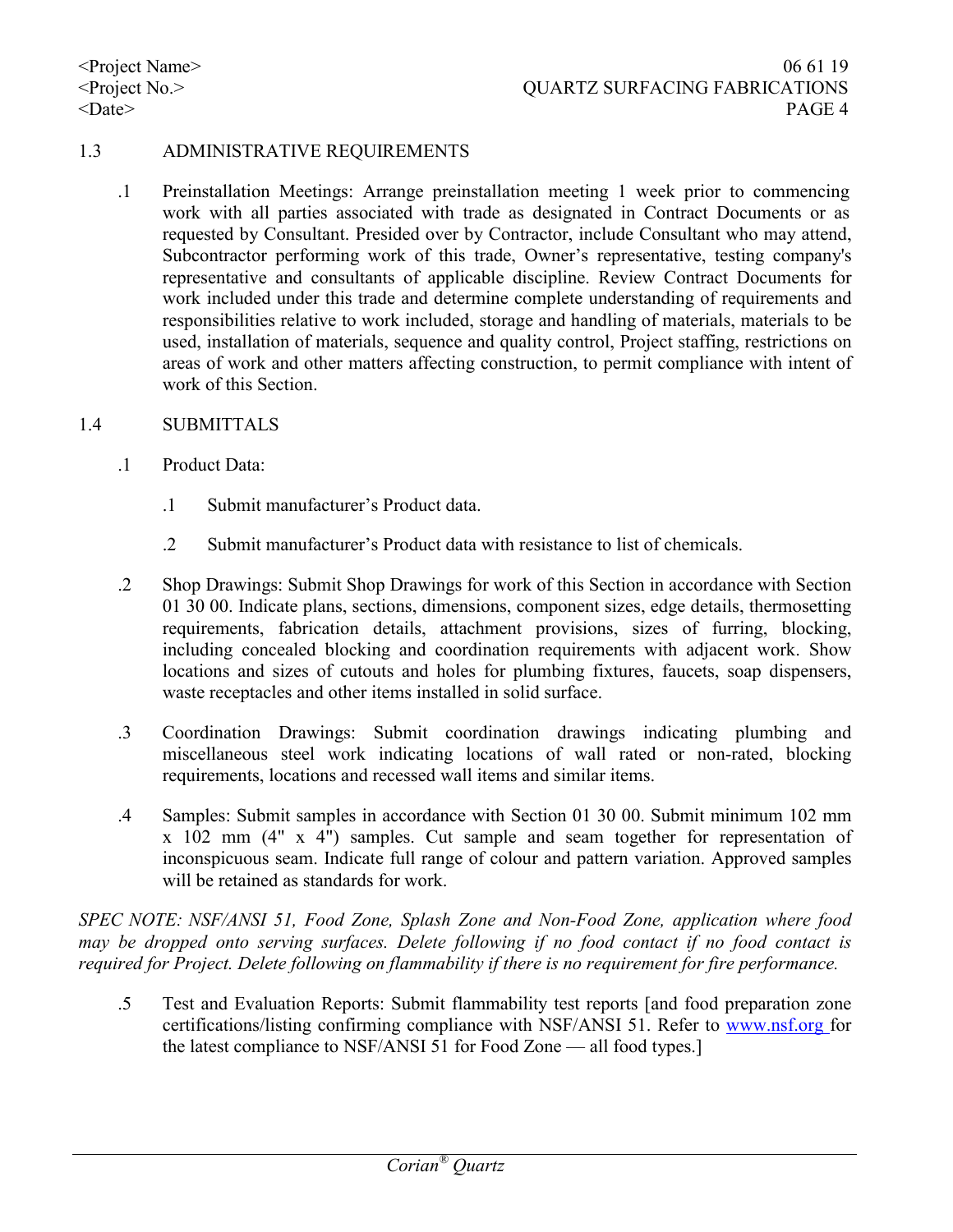## 1.3 ADMINISTRATIVE REQUIREMENTS

.1 Preinstallation Meetings: Arrange preinstallation meeting 1 week prior to commencing work with all parties associated with trade as designated in Contract Documents or as requested by Consultant. Presided over by Contractor, include Consultant who may attend, Subcontractor performing work of this trade, Owner's representative, testing company's representative and consultants of applicable discipline. Review Contract Documents for work included under this trade and determine complete understanding of requirements and responsibilities relative to work included, storage and handling of materials, materials to be used, installation of materials, sequence and quality control, Project staffing, restrictions on areas of work and other matters affecting construction, to permit compliance with intent of work of this Section.

## 1.4 SUBMITTALS

.1 Product Data:

.1 Submit manufacturer's Product data.

.2 Submit manufacturer's Product data with resistance to list of chemicals.

.2 Shop Drawings: Submit Shop Drawings for work of this Section in accordance with Section 01 30 00. Indicate plans, sections, dimensions, component sizes, edge details, thermosetting requirements, fabrication details, attachment provisions, sizes of furring, blocking, including concealed blocking and coordination requirements with adjacent work. Show locations and sizes of cutouts and holes for plumbing fixtures, faucets, soap dispensers, waste receptacles and other items installed in solid surface.

.3 Coordination Drawings: Submit coordination drawings indicating plumbing and miscellaneous steel work indicating locations of wall rated or non-rated, blocking requirements, locations and recessed wall items and similar items.

.4 Samples: Submit samples in accordance with Section 01 30 00. Submit minimum 102 mm x 102 mm (4" x 4") samples. Cut sample and seam together for representation of inconspicuous seam. Indicate full range of colour and pattern variation. Approved samples will be retained as standards for work.

*SPEC NOTE: NSF/ANSI 51, Food Zone, Splash Zone and Non-Food Zone, application where food may be dropped onto serving surfaces. Delete following if no food contact if no food contact is required for Project. Delete following on flammability if there is no requirement for fire performance.*

.5 Test and Evaluation Reports: Submit flammability test reports [and food preparation zone certifications/listing confirming compliance with NSF/ANSI 51. Refer to www.nsf.org for the latest compliance to NSF/ANSI 51 for Food Zone — all food types.]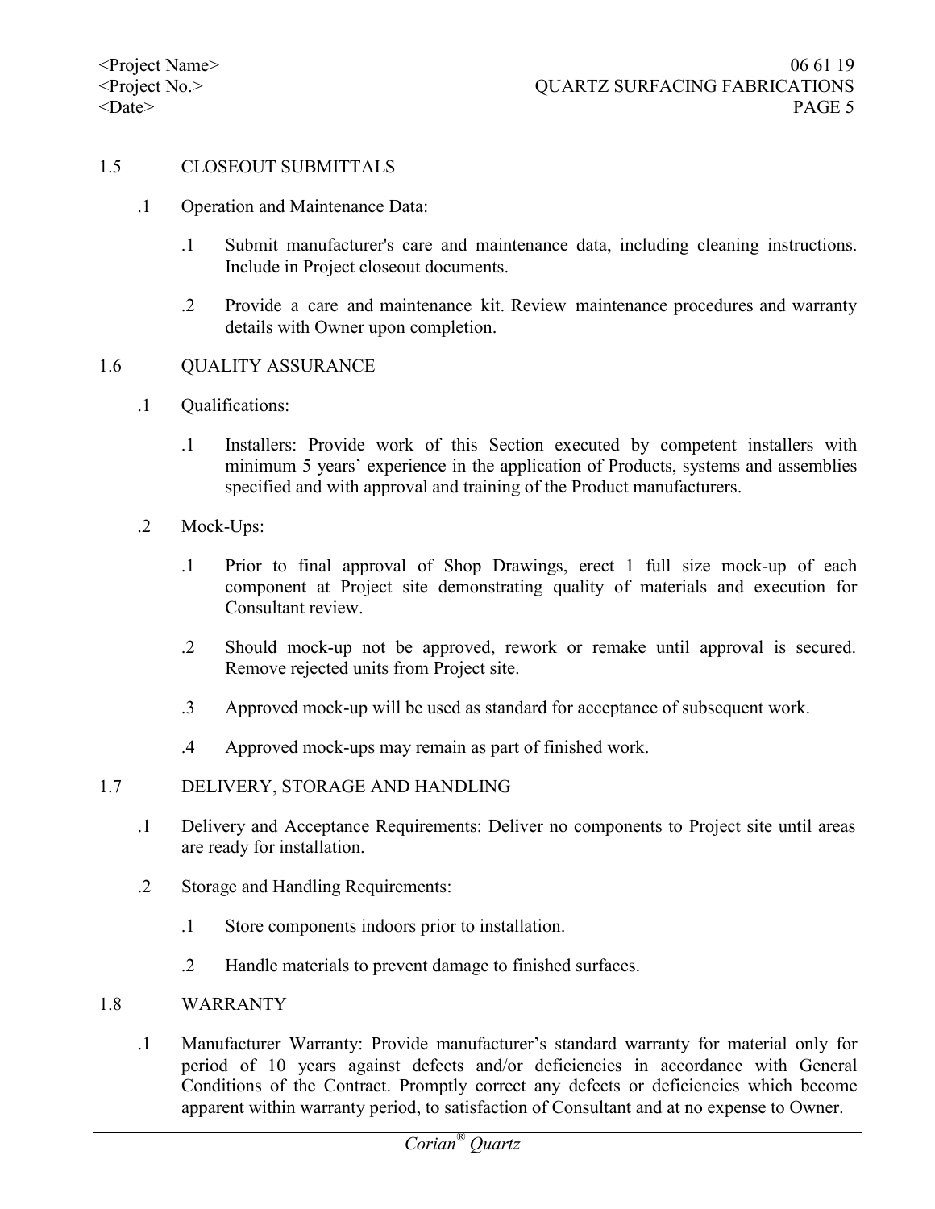## 1.5 CLOSEOUT SUBMITTALS

.1 Operation and Maintenance Data:

.1 Submit manufacturer's care and maintenance data, including cleaning instructions. Include in Project closeout documents.

.2 Provide a care and maintenance kit. Review maintenance procedures and warranty details with Owner upon completion.

## 1.6 QUALITY ASSURANCE

.1 Qualifications:

.1 Installers: Provide work of this Section executed by competent installers with minimum 5 years' experience in the application of Products, systems and assemblies specified and with approval and training of the Product manufacturers.

.2 Mock-Ups:

.1 Prior to final approval of Shop Drawings, erect 1 full size mock-up of each component at Project site demonstrating quality of materials and execution for Consultant review.

.2 Should mock-up not be approved, rework or remake until approval is secured. Remove rejected units from Project site.

.3 Approved mock-up will be used as standard for acceptance of subsequent work.

.4 Approved mock-ups may remain as part of finished work.

## 1.7 DELIVERY, STORAGE AND HANDLING

.1 Delivery and Acceptance Requirements: Deliver no components to Project site until areas are ready for installation.

.2 Storage and Handling Requirements:

.1 Store components indoors prior to installation.

.2 Handle materials to prevent damage to finished surfaces.

## 1.8 WARRANTY

.1 Manufacturer Warranty: Provide manufacturer's standard warranty for material only for period of 10 years against defects and/or deficiencies in accordance with General Conditions of the Contract. Promptly correct any defects or deficiencies which become apparent within warranty period, to satisfaction of Consultant and at no expense to Owner.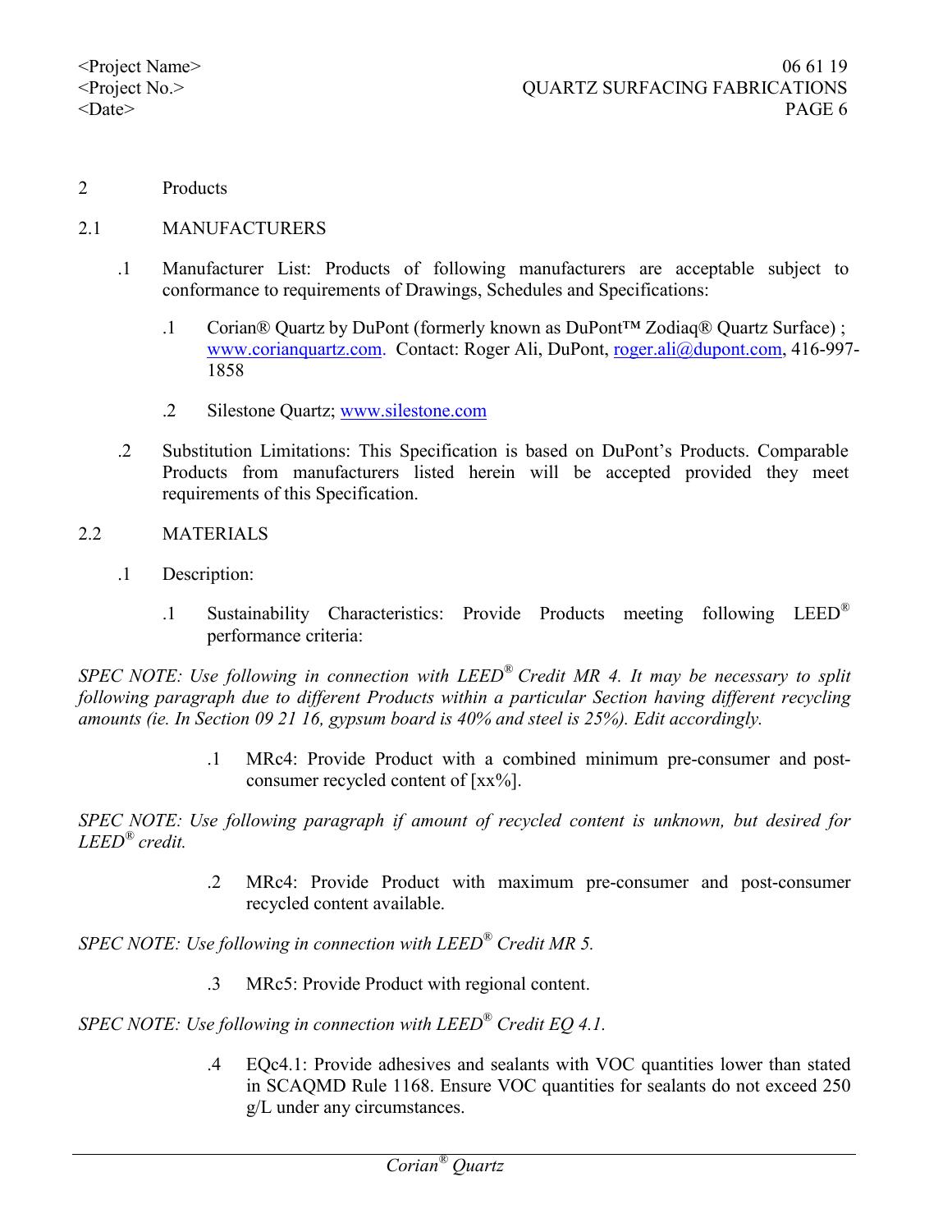## 2 Products

### 2.1 MANUFACTURERS

.1 Manufacturer List: Products of following manufacturers are acceptable subject to conformance to requirements of Drawings, Schedules and Specifications:

.1 Corian® Quartz by DuPont (formerly known as DuPont™ Zodiaq® Quartz Surface) ; www.corianquartz.com. Contact: Roger Ali, DuPont, roger.ali@dupont.com, 416-997-1858

.2 Silestone Quartz; www.silestone.com

.2 Substitution Limitations: This Specification is based on DuPont's Products. Comparable Products from manufacturers listed herein will be accepted provided they meet requirements of this Specification.

### 2.2 MATERIALS

.1 Description:

.1 Sustainability Characteristics: Provide Products meeting following LEED® performance criteria:

*SPEC NOTE: Use following in connection with LEED® Credit MR 4. It may be necessary to split following paragraph due to different Products within a particular Section having different recycling amounts (ie. In Section 09 21 16, gypsum board is 40% and steel is 25%). Edit accordingly.*

.1 MRc4: Provide Product with a combined minimum pre-consumer and post-consumer recycled content of [xx%].

*SPEC NOTE: Use following paragraph if amount of recycled content is unknown, but desired for LEED® credit.*

.2 MRc4: Provide Product with maximum pre-consumer and post-consumer recycled content available.

*SPEC NOTE: Use following in connection with LEED® Credit MR 5.*

.3 MRc5: Provide Product with regional content.

*SPEC NOTE: Use following in connection with LEED® Credit EQ 4.1.*

.4 EQc4.1: Provide adhesives and sealants with VOC quantities lower than stated in SCAQMD Rule 1168. Ensure VOC quantities for sealants do not exceed 250 g/L under any circumstances.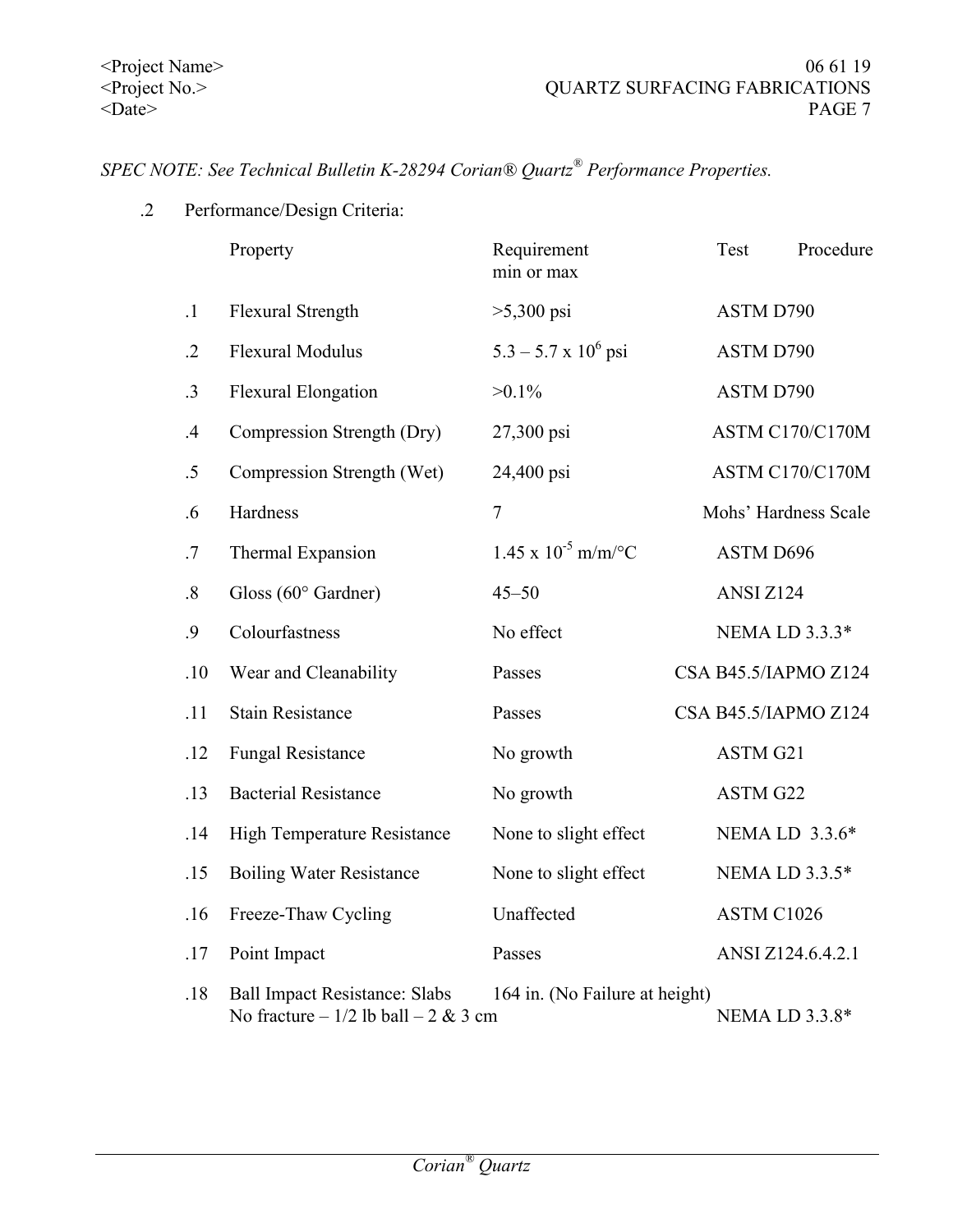*SPEC NOTE: See Technical Bulletin K-28294 Corian® Quartz® Performance Properties.*

.2 Performance/Design Criteria:

| | Property | Requirement min or max | Test Procedure |
|---|---|---|---|
| .1 | Flexural Strength | >5,300 psi | ASTM D790 |
| .2 | Flexural Modulus | 5.3 – 5.7 x $10^6$ psi | ASTM D790 |
| .3 | Flexural Elongation | >0.1% | ASTM D790 |
| .4 | Compression Strength (Dry) | 27,300 psi | ASTM C170/C170M |
| .5 | Compression Strength (Wet) | 24,400 psi | ASTM C170/C170M |
| .6 | Hardness | 7 | Mohs' Hardness Scale |
| .7 | Thermal Expansion | 1.45 x $10^{-5}$ m/m/°C | ASTM D696 |
| .8 | Gloss (60° Gardner) | 45–50 | ANSI Z124 |
| .9 | Colourfastness | No effect | NEMA LD 3.3.3* |
| .10 | Wear and Cleanability | Passes | CSA B45.5/IAPMO Z124 |
| .11 | Stain Resistance | Passes | CSA B45.5/IAPMO Z124 |
| .12 | Fungal Resistance | No growth | ASTM G21 |
| .13 | Bacterial Resistance | No growth | ASTM G22 |
| .14 | High Temperature Resistance | None to slight effect | NEMA LD 3.3.6* |
| .15 | Boiling Water Resistance | None to slight effect | NEMA LD 3.3.5* |
| .16 | Freeze-Thaw Cycling | Unaffected | ASTM C1026 |
| .17 | Point Impact | Passes | ANSI Z124.6.4.2.1 |
| .18 | Ball Impact Resistance: Slabs No fracture – 1/2 lb ball – 2 & 3 cm | 164 in. (No Failure at height) | NEMA LD 3.3.8* |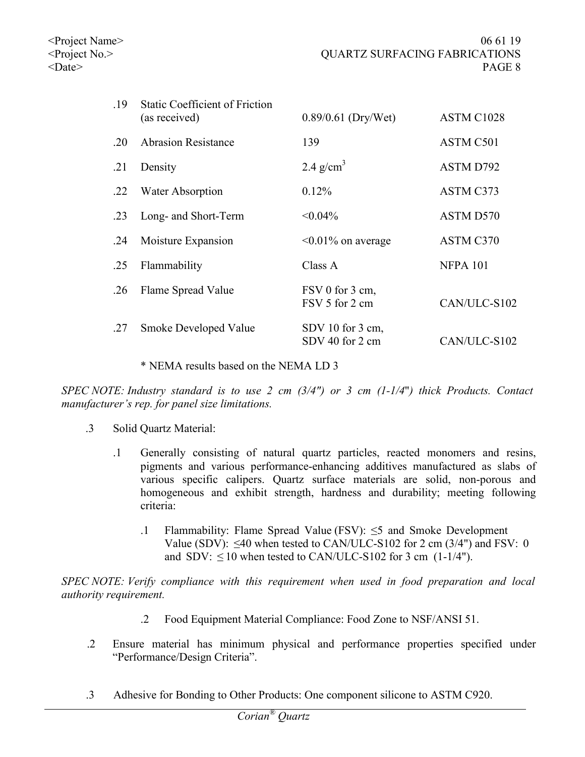| | | | |
|---|---|---|---|
| .19 | Static Coefficient of Friction (as received) | 0.89/0.61 (Dry/Wet) | ASTM C1028 |
| .20 | Abrasion Resistance | 139 | ASTM C501 |
| .21 | Density | 2.4 g/cm$^3$ | ASTM D792 |
| .22 | Water Absorption | 0.12% | ASTM C373 |
| .23 | Long- and Short-Term | <0.04% | ASTM D570 |
| .24 | Moisture Expansion | <0.01% on average | ASTM C370 |
| .25 | Flammability | Class A | NFPA 101 |
| .26 | Flame Spread Value | FSV 0 for 3 cm, FSV 5 for 2 cm | CAN/ULC-S102 |
| .27 | Smoke Developed Value | SDV 10 for 3 cm, SDV 40 for 2 cm | CAN/ULC-S102 |

\* NEMA results based on the NEMA LD 3

*SPEC NOTE: Industry standard is to use 2 cm (3/4") or 3 cm (1-1/4") thick Products. Contact manufacturer's rep. for panel size limitations.*

.3 Solid Quartz Material:

.1 Generally consisting of natural quartz particles, reacted monomers and resins, pigments and various performance-enhancing additives manufactured as slabs of various specific calipers. Quartz surface materials are solid, non-porous and homogeneous and exhibit strength, hardness and durability; meeting following criteria:

.1 Flammability: Flame Spread Value (FSV): ≤5 and Smoke Development Value (SDV): ≤40 when tested to CAN/ULC-S102 for 2 cm (3/4") and FSV: 0 and SDV: ≤ 10 when tested to CAN/ULC-S102 for 3 cm (1-1/4").

*SPEC NOTE: Verify compliance with this requirement when used in food preparation and local authority requirement.*

.2 Food Equipment Material Compliance: Food Zone to NSF/ANSI 51.

.2 Ensure material has minimum physical and performance properties specified under "Performance/Design Criteria".

.3 Adhesive for Bonding to Other Products: One component silicone to ASTM C920.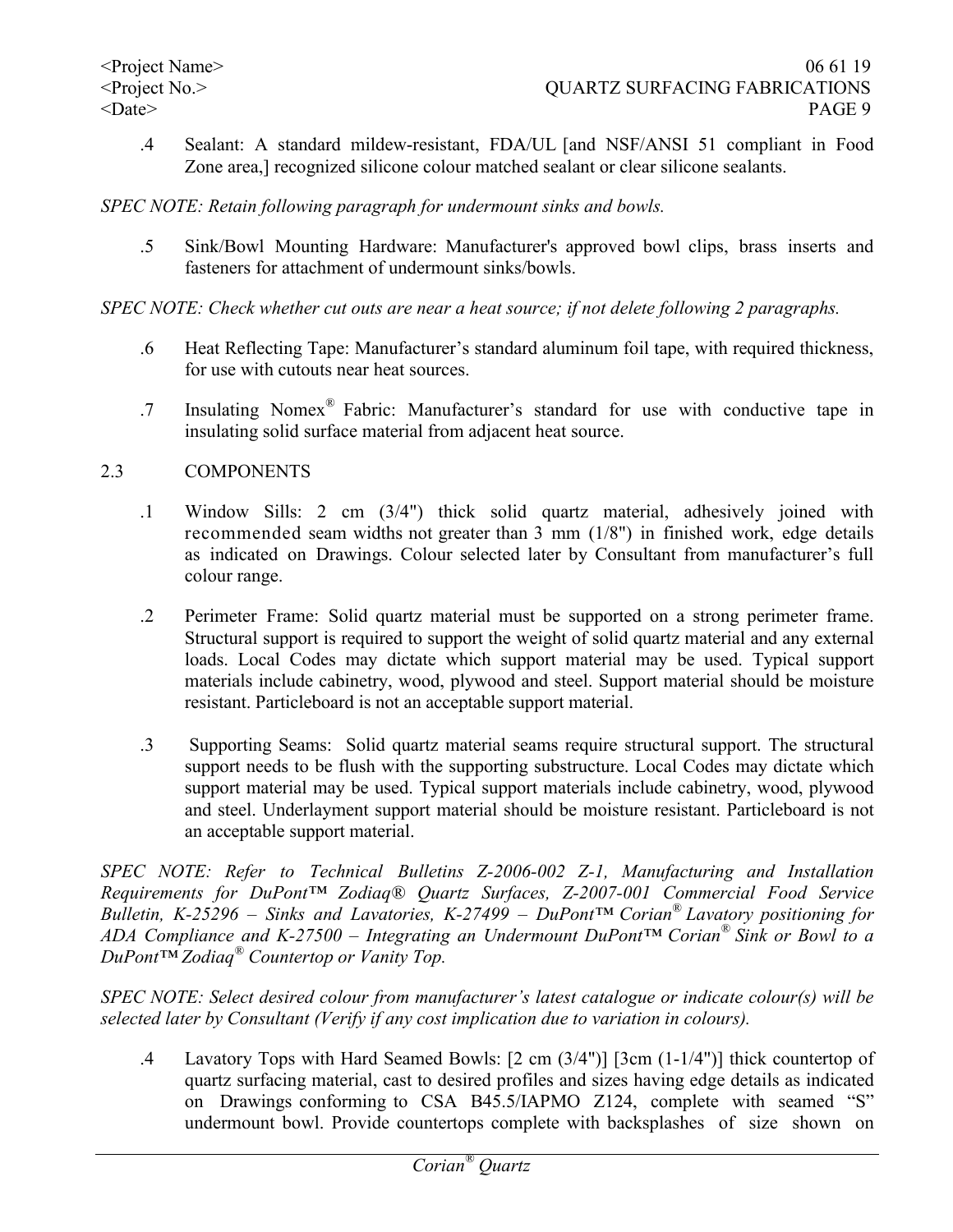.4 Sealant: A standard mildew-resistant, FDA/UL [and NSF/ANSI 51 compliant in Food Zone area,] recognized silicone colour matched sealant or clear silicone sealants.

*SPEC NOTE: Retain following paragraph for undermount sinks and bowls.*

.5 Sink/Bowl Mounting Hardware: Manufacturer's approved bowl clips, brass inserts and fasteners for attachment of undermount sinks/bowls.

*SPEC NOTE: Check whether cut outs are near a heat source; if not delete following 2 paragraphs.*

.6 Heat Reflecting Tape: Manufacturer's standard aluminum foil tape, with required thickness, for use with cutouts near heat sources.

.7 Insulating Nomex® Fabric: Manufacturer's standard for use with conductive tape in insulating solid surface material from adjacent heat source.

## 2.3 COMPONENTS

.1 Window Sills: 2 cm (3/4") thick solid quartz material, adhesively joined with recommended seam widths not greater than 3 mm (1/8") in finished work, edge details as indicated on Drawings. Colour selected later by Consultant from manufacturer's full colour range.

.2 Perimeter Frame: Solid quartz material must be supported on a strong perimeter frame. Structural support is required to support the weight of solid quartz material and any external loads. Local Codes may dictate which support material may be used. Typical support materials include cabinetry, wood, plywood and steel. Support material should be moisture resistant. Particleboard is not an acceptable support material.

.3 Supporting Seams: Solid quartz material seams require structural support. The structural support needs to be flush with the supporting substructure. Local Codes may dictate which support material may be used. Typical support materials include cabinetry, wood, plywood and steel. Underlayment support material should be moisture resistant. Particleboard is not an acceptable support material.

*SPEC NOTE: Refer to Technical Bulletins Z-2006-002 Z-1, Manufacturing and Installation Requirements for DuPont™ Zodiaq® Quartz Surfaces, Z-2007-001 Commercial Food Service Bulletin, K-25296 – Sinks and Lavatories, K-27499 – DuPont™ Corian® Lavatory positioning for ADA Compliance and K-27500 – Integrating an Undermount DuPont™ Corian® Sink or Bowl to a DuPont™ Zodiaq® Countertop or Vanity Top.*

*SPEC NOTE: Select desired colour from manufacturer's latest catalogue or indicate colour(s) will be selected later by Consultant (Verify if any cost implication due to variation in colours).*

.4 Lavatory Tops with Hard Seamed Bowls: [2 cm (3/4")] [3cm (1-1/4")] thick countertop of quartz surfacing material, cast to desired profiles and sizes having edge details as indicated on Drawings conforming to CSA B45.5/IAPMO Z124, complete with seamed "S" undermount bowl. Provide countertops complete with backsplashes of size shown on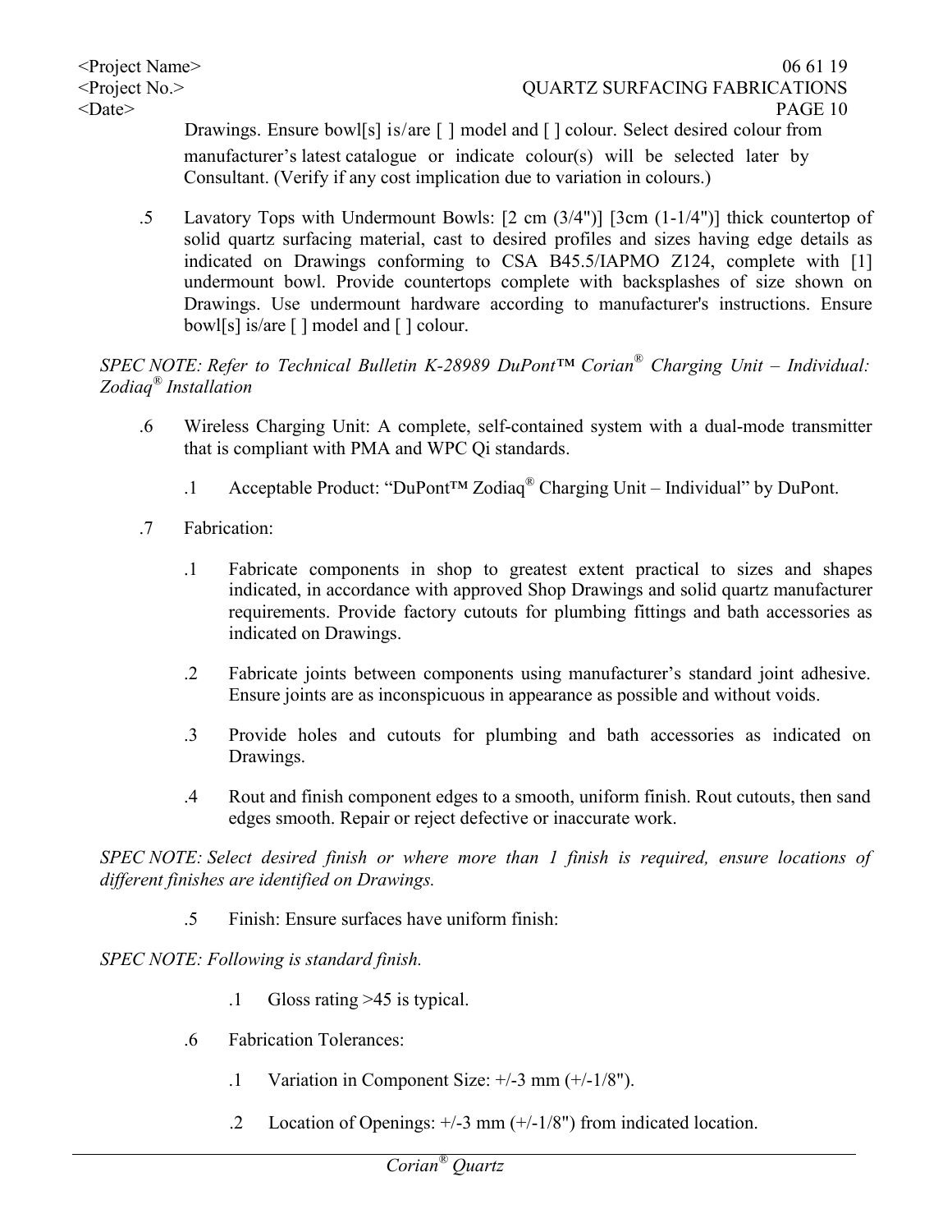Drawings. Ensure bowl[s] is/are [ ] model and [ ] colour. Select desired colour from manufacturer's latest catalogue or indicate colour(s) will be selected later by Consultant. (Verify if any cost implication due to variation in colours.)

.5 Lavatory Tops with Undermount Bowls: [2 cm (3/4")] [3cm (1-1/4")] thick countertop of solid quartz surfacing material, cast to desired profiles and sizes having edge details as indicated on Drawings conforming to CSA B45.5/IAPMO Z124, complete with [1] undermount bowl. Provide countertops complete with backsplashes of size shown on Drawings. Use undermount hardware according to manufacturer's instructions. Ensure bowl[s] is/are [ ] model and [ ] colour.

*SPEC NOTE: Refer to Technical Bulletin K-28989 DuPont™ Corian® Charging Unit – Individual: Zodiaq® Installation*

.6 Wireless Charging Unit: A complete, self-contained system with a dual-mode transmitter that is compliant with PMA and WPC Qi standards.

  .1 Acceptable Product: "DuPont™ Zodiaq® Charging Unit – Individual" by DuPont.

.7 Fabrication:

  .1 Fabricate components in shop to greatest extent practical to sizes and shapes indicated, in accordance with approved Shop Drawings and solid quartz manufacturer requirements. Provide factory cutouts for plumbing fittings and bath accessories as indicated on Drawings.

  .2 Fabricate joints between components using manufacturer's standard joint adhesive. Ensure joints are as inconspicuous in appearance as possible and without voids.

  .3 Provide holes and cutouts for plumbing and bath accessories as indicated on Drawings.

  .4 Rout and finish component edges to a smooth, uniform finish. Rout cutouts, then sand edges smooth. Repair or reject defective or inaccurate work.

*SPEC NOTE: Select desired finish or where more than 1 finish is required, ensure locations of different finishes are identified on Drawings.*

  .5 Finish: Ensure surfaces have uniform finish:

*SPEC NOTE: Following is standard finish.*

    .1 Gloss rating >45 is typical.

  .6 Fabrication Tolerances:

    .1 Variation in Component Size: +/-3 mm (+/-1/8").

    .2 Location of Openings: +/-3 mm (+/-1/8") from indicated location.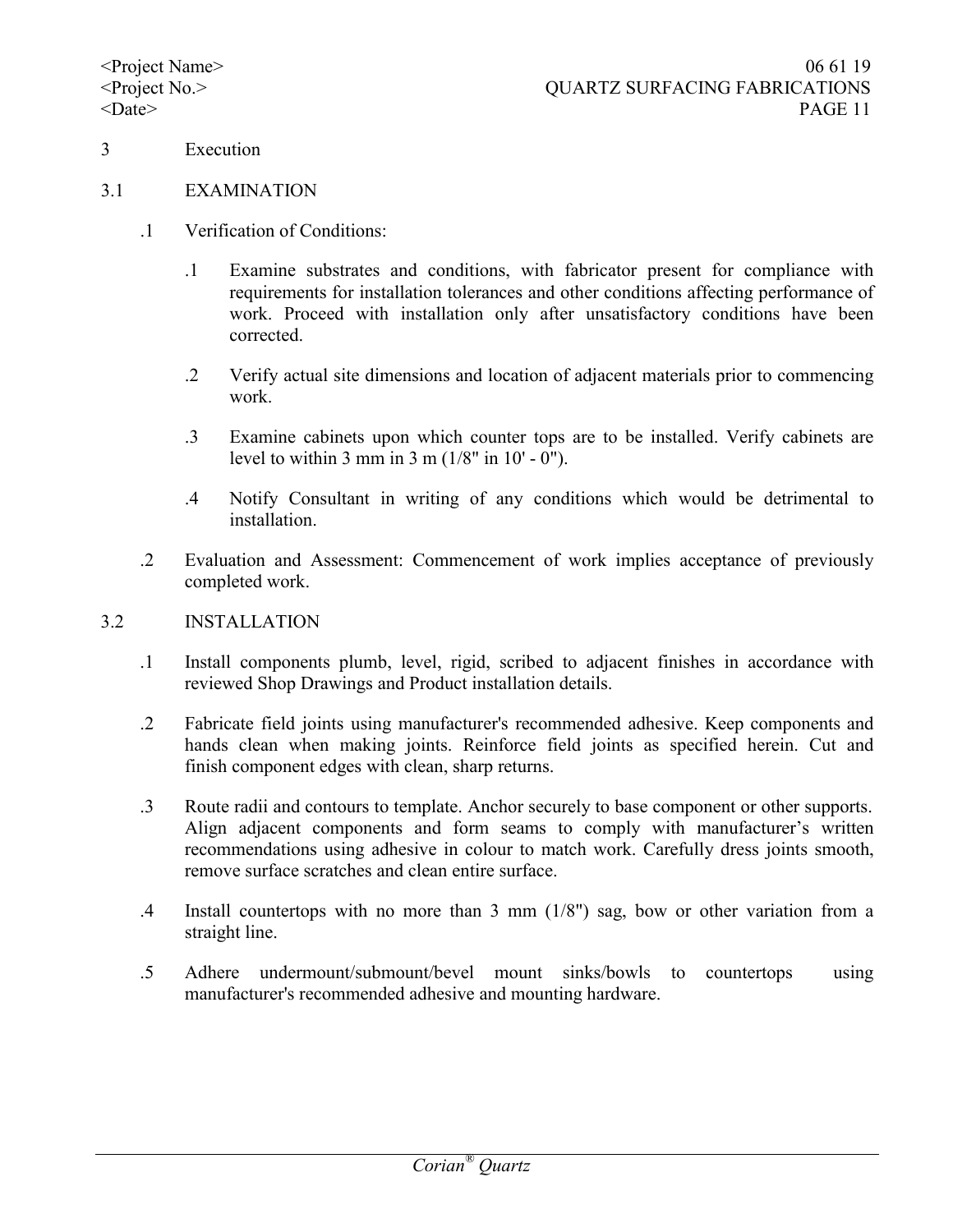# 3 Execution

## 3.1 EXAMINATION

.1 Verification of Conditions:

.1 Examine substrates and conditions, with fabricator present for compliance with requirements for installation tolerances and other conditions affecting performance of work. Proceed with installation only after unsatisfactory conditions have been corrected.

.2 Verify actual site dimensions and location of adjacent materials prior to commencing work.

.3 Examine cabinets upon which counter tops are to be installed. Verify cabinets are level to within 3 mm in 3 m (1/8" in 10' - 0").

.4 Notify Consultant in writing of any conditions which would be detrimental to installation.

.2 Evaluation and Assessment: Commencement of work implies acceptance of previously completed work.

## 3.2 INSTALLATION

.1 Install components plumb, level, rigid, scribed to adjacent finishes in accordance with reviewed Shop Drawings and Product installation details.

.2 Fabricate field joints using manufacturer's recommended adhesive. Keep components and hands clean when making joints. Reinforce field joints as specified herein. Cut and finish component edges with clean, sharp returns.

.3 Route radii and contours to template. Anchor securely to base component or other supports. Align adjacent components and form seams to comply with manufacturer's written recommendations using adhesive in colour to match work. Carefully dress joints smooth, remove surface scratches and clean entire surface.

.4 Install countertops with no more than 3 mm (1/8") sag, bow or other variation from a straight line.

.5 Adhere undermount/submount/bevel mount sinks/bowls to countertops using manufacturer's recommended adhesive and mounting hardware.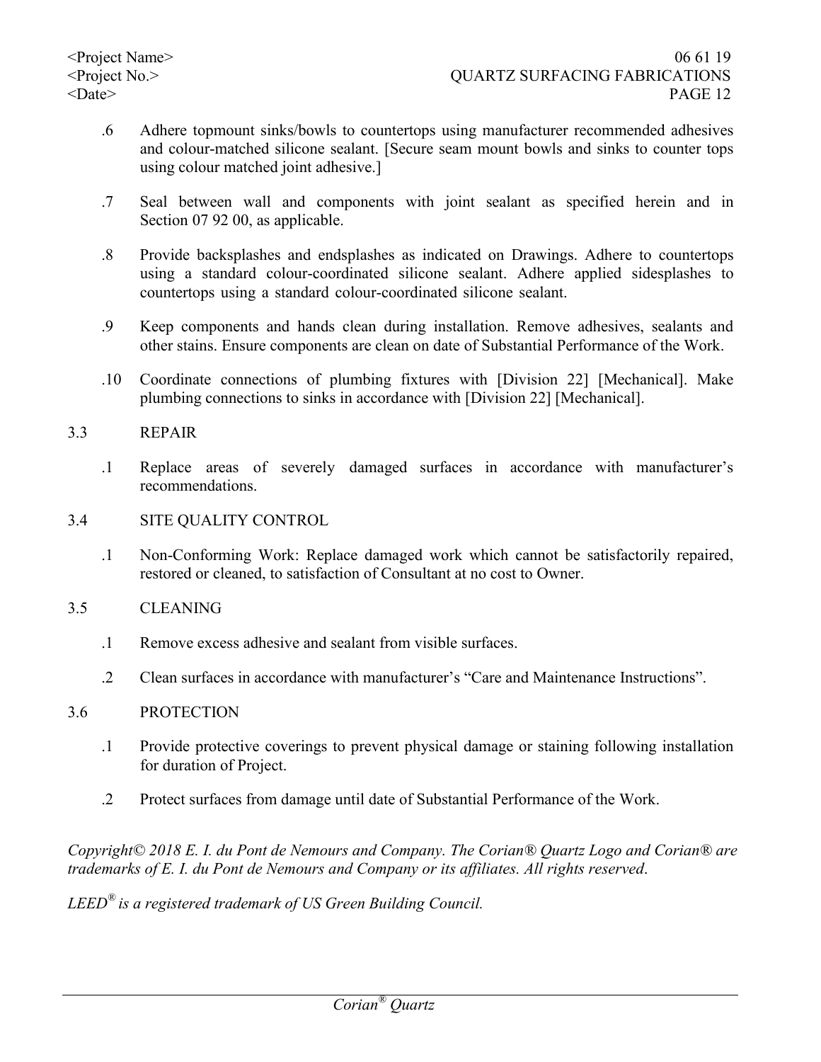.6 Adhere topmount sinks/bowls to countertops using manufacturer recommended adhesives and colour-matched silicone sealant. [Secure seam mount bowls and sinks to counter tops using colour matched joint adhesive.]

.7 Seal between wall and components with joint sealant as specified herein and in Section 07 92 00, as applicable.

.8 Provide backsplashes and endsplashes as indicated on Drawings. Adhere to countertops using a standard colour-coordinated silicone sealant. Adhere applied sidesplashes to countertops using a standard colour-coordinated silicone sealant.

.9 Keep components and hands clean during installation. Remove adhesives, sealants and other stains. Ensure components are clean on date of Substantial Performance of the Work.

.10 Coordinate connections of plumbing fixtures with [Division 22] [Mechanical]. Make plumbing connections to sinks in accordance with [Division 22] [Mechanical].

## 3.3 REPAIR

.1 Replace areas of severely damaged surfaces in accordance with manufacturer's recommendations.

## 3.4 SITE QUALITY CONTROL

.1 Non-Conforming Work: Replace damaged work which cannot be satisfactorily repaired, restored or cleaned, to satisfaction of Consultant at no cost to Owner.

## 3.5 CLEANING

.1 Remove excess adhesive and sealant from visible surfaces.

.2 Clean surfaces in accordance with manufacturer's "Care and Maintenance Instructions".

## 3.6 PROTECTION

.1 Provide protective coverings to prevent physical damage or staining following installation for duration of Project.

.2 Protect surfaces from damage until date of Substantial Performance of the Work.

*Copyright© 2018 E. I. du Pont de Nemours and Company. The Corian® Quartz Logo and Corian® are trademarks of E. I. du Pont de Nemours and Company or its affiliates. All rights reserved.*

*LEED® is a registered trademark of US Green Building Council.*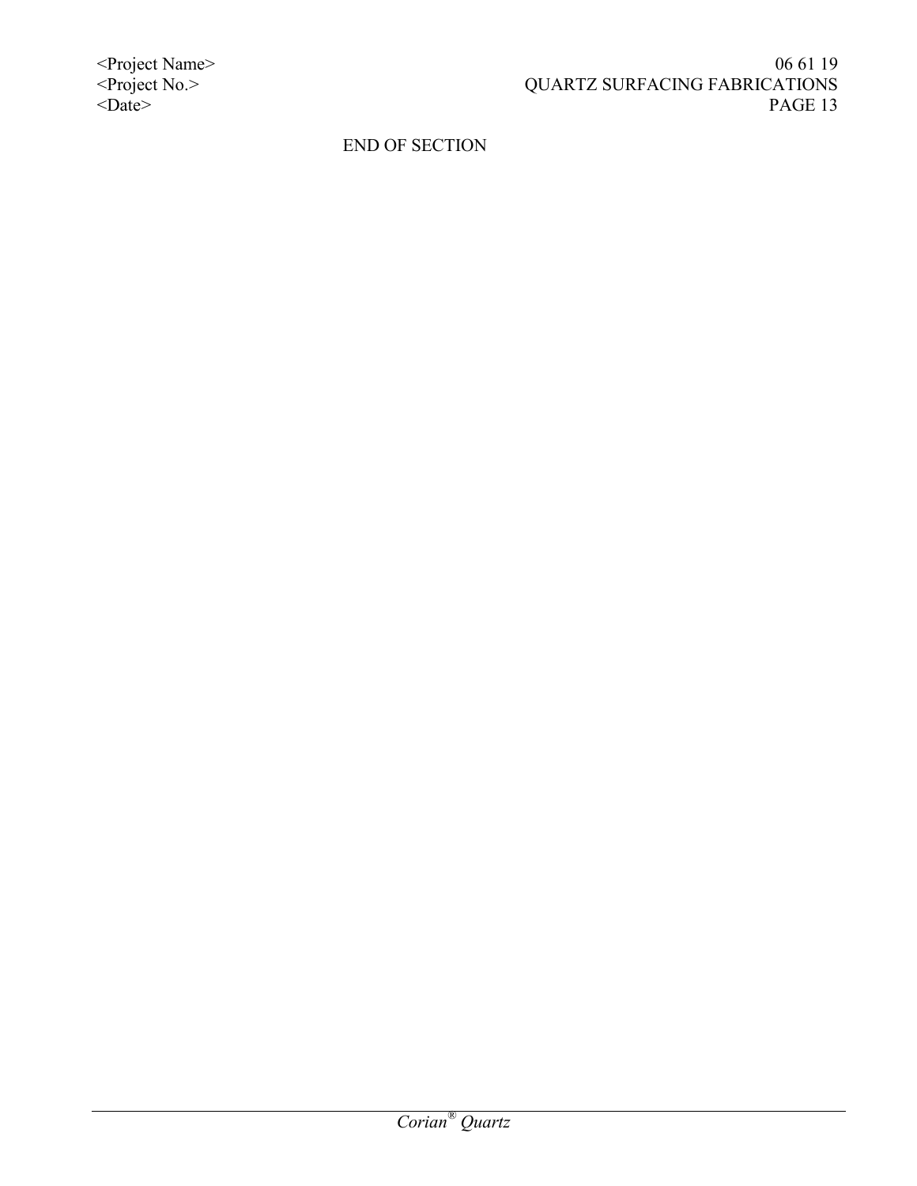END OF SECTION